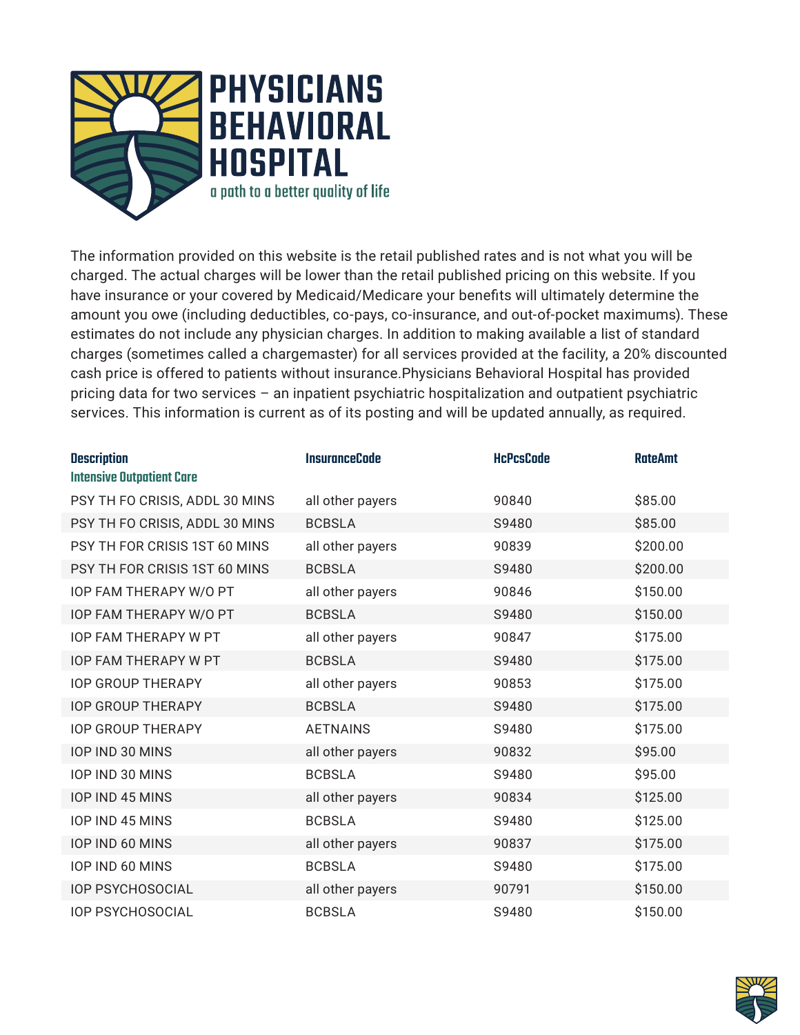# PHYSICIANS BEHAVIORAL HOSPITAL

*a path to a better quality of life*

The information provided on this website is the retail published rates and is not what you will be charged. The actual charges will be lower than the retail published pricing on this website. If you have insurance or your covered by Medicaid/Medicare your benefits will ultimately determine the amount you owe (including deductibles, co-pays, co-insurance, and out-of-pocket maximums). These estimates do not include any physician charges. In addition to making available a list of standard charges (sometimes called a chargemaster) for all services provided at the facility, a 20% discounted cash price is offered to patients without insurance.Physicians Behavioral Hospital has provided pricing data for two services – an inpatient psychiatric hospitalization and outpatient psychiatric services. This information is current as of its posting and will be updated annually, as required.

| Description | InsuranceCode | HcPcsCode | RateAmt |
|---|---|---|---|
| **Intensive Outpatient Care** | | | |
| PSY TH FO CRISIS, ADDL 30 MINS | all other payers | 90840 | $85.00 |
| PSY TH FO CRISIS, ADDL 30 MINS | BCBSLA | S9480 | $85.00 |
| PSY TH FOR CRISIS 1ST 60 MINS | all other payers | 90839 | $200.00 |
| PSY TH FOR CRISIS 1ST 60 MINS | BCBSLA | S9480 | $200.00 |
| IOP FAM THERAPY W/O PT | all other payers | 90846 | $150.00 |
| IOP FAM THERAPY W/O PT | BCBSLA | S9480 | $150.00 |
| IOP FAM THERAPY W PT | all other payers | 90847 | $175.00 |
| IOP FAM THERAPY W PT | BCBSLA | S9480 | $175.00 |
| IOP GROUP THERAPY | all other payers | 90853 | $175.00 |
| IOP GROUP THERAPY | BCBSLA | S9480 | $175.00 |
| IOP GROUP THERAPY | AETNAINS | S9480 | $175.00 |
| IOP IND 30 MINS | all other payers | 90832 | $95.00 |
| IOP IND 30 MINS | BCBSLA | S9480 | $95.00 |
| IOP IND 45 MINS | all other payers | 90834 | $125.00 |
| IOP IND 45 MINS | BCBSLA | S9480 | $125.00 |
| IOP IND 60 MINS | all other payers | 90837 | $175.00 |
| IOP IND 60 MINS | BCBSLA | S9480 | $175.00 |
| IOP PSYCHOSOCIAL | all other payers | 90791 | $150.00 |
| IOP PSYCHOSOCIAL | BCBSLA | S9480 | $150.00 |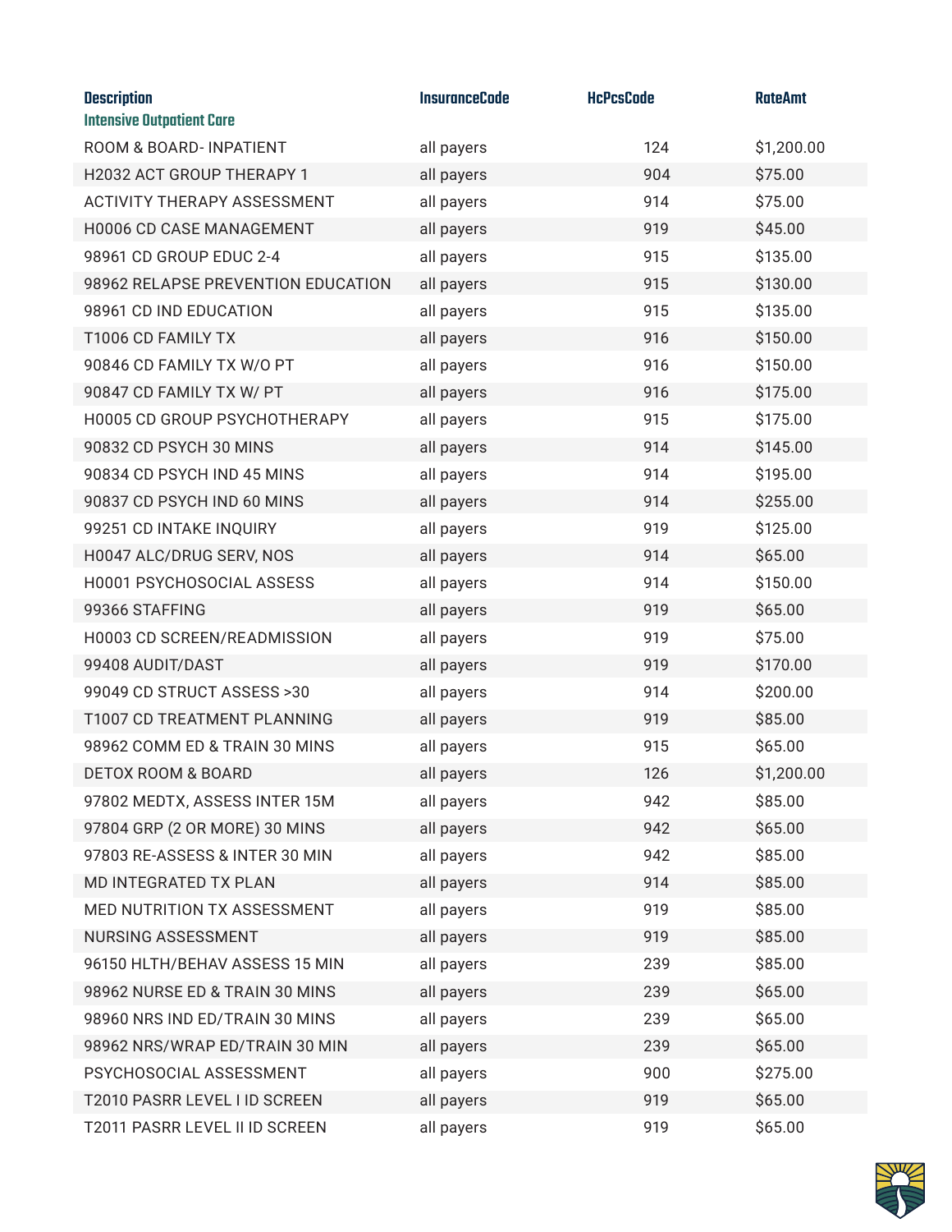| Description | InsuranceCode | HcPcsCode | RateAmt |
|---|---|---|---|
| **Intensive Outpatient Care** | | | |
| ROOM & BOARD- INPATIENT | all payers | 124 | $1,200.00 |
| H2032 ACT GROUP THERAPY 1 | all payers | 904 | $75.00 |
| ACTIVITY THERAPY ASSESSMENT | all payers | 914 | $75.00 |
| H0006 CD CASE MANAGEMENT | all payers | 919 | $45.00 |
| 98961 CD GROUP EDUC 2-4 | all payers | 915 | $135.00 |
| 98962 RELAPSE PREVENTION EDUCATION | all payers | 915 | $130.00 |
| 98961 CD IND EDUCATION | all payers | 915 | $135.00 |
| T1006 CD FAMILY TX | all payers | 916 | $150.00 |
| 90846 CD FAMILY TX W/O PT | all payers | 916 | $150.00 |
| 90847 CD FAMILY TX W/ PT | all payers | 916 | $175.00 |
| H0005 CD GROUP PSYCHOTHERAPY | all payers | 915 | $175.00 |
| 90832 CD PSYCH 30 MINS | all payers | 914 | $145.00 |
| 90834 CD PSYCH IND 45 MINS | all payers | 914 | $195.00 |
| 90837 CD PSYCH IND 60 MINS | all payers | 914 | $255.00 |
| 99251 CD INTAKE INQUIRY | all payers | 919 | $125.00 |
| H0047 ALC/DRUG SERV, NOS | all payers | 914 | $65.00 |
| H0001 PSYCHOSOCIAL ASSESS | all payers | 914 | $150.00 |
| 99366 STAFFING | all payers | 919 | $65.00 |
| H0003 CD SCREEN/READMISSION | all payers | 919 | $75.00 |
| 99408 AUDIT/DAST | all payers | 919 | $170.00 |
| 99049 CD STRUCT ASSESS >30 | all payers | 914 | $200.00 |
| T1007 CD TREATMENT PLANNING | all payers | 919 | $85.00 |
| 98962 COMM ED & TRAIN 30 MINS | all payers | 915 | $65.00 |
| DETOX ROOM & BOARD | all payers | 126 | $1,200.00 |
| 97802 MEDTX, ASSESS INTER 15M | all payers | 942 | $85.00 |
| 97804 GRP (2 OR MORE) 30 MINS | all payers | 942 | $65.00 |
| 97803 RE-ASSESS & INTER 30 MIN | all payers | 942 | $85.00 |
| MD INTEGRATED TX PLAN | all payers | 914 | $85.00 |
| MED NUTRITION TX ASSESSMENT | all payers | 919 | $85.00 |
| NURSING ASSESSMENT | all payers | 919 | $85.00 |
| 96150 HLTH/BEHAV ASSESS 15 MIN | all payers | 239 | $85.00 |
| 98962 NURSE ED & TRAIN 30 MINS | all payers | 239 | $65.00 |
| 98960 NRS IND ED/TRAIN 30 MINS | all payers | 239 | $65.00 |
| 98962 NRS/WRAP ED/TRAIN 30 MIN | all payers | 239 | $65.00 |
| PSYCHOSOCIAL ASSESSMENT | all payers | 900 | $275.00 |
| T2010 PASRR LEVEL I ID SCREEN | all payers | 919 | $65.00 |
| T2011 PASRR LEVEL II ID SCREEN | all payers | 919 | $65.00 |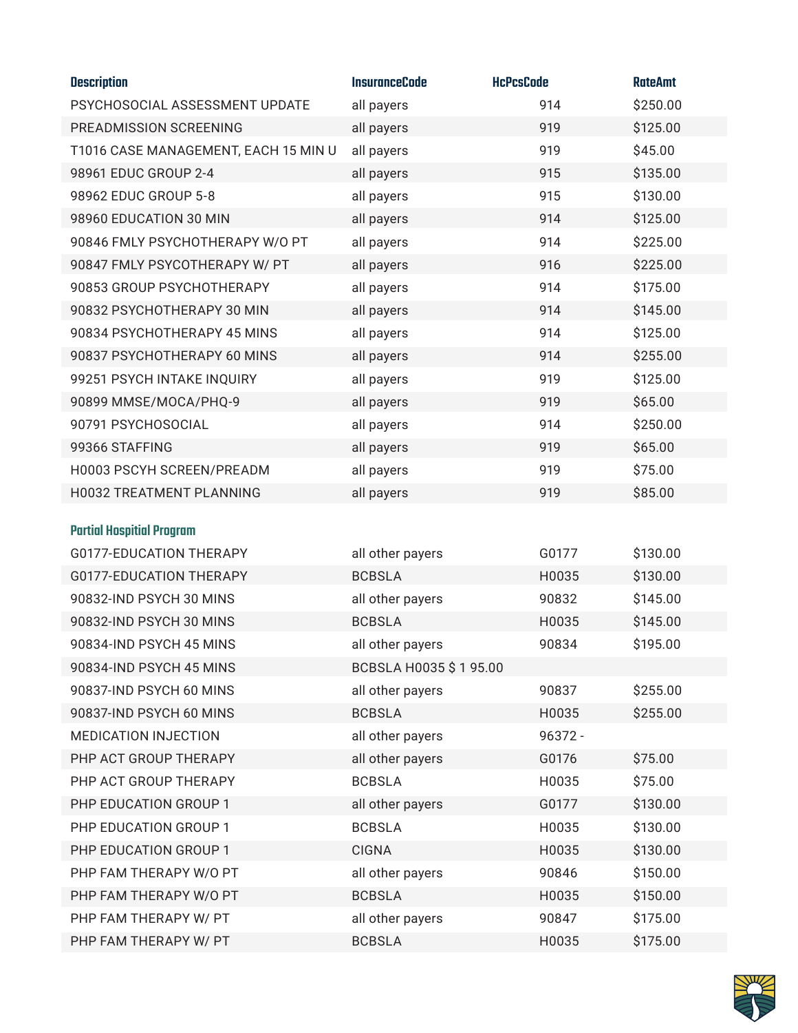| Description | InsuranceCode | HcPcsCode | RateAmt |
|---|---|---|---|
| PSYCHOSOCIAL ASSESSMENT UPDATE | all payers | 914 | $250.00 |
| PREADMISSION SCREENING | all payers | 919 | $125.00 |
| T1016 CASE MANAGEMENT, EACH 15 MIN U | all payers | 919 | $45.00 |
| 98961 EDUC GROUP 2-4 | all payers | 915 | $135.00 |
| 98962 EDUC GROUP 5-8 | all payers | 915 | $130.00 |
| 98960 EDUCATION 30 MIN | all payers | 914 | $125.00 |
| 90846 FMLY PSYCHOTHERAPY W/O PT | all payers | 914 | $225.00 |
| 90847 FMLY PSYCOTHERAPY W/ PT | all payers | 916 | $225.00 |
| 90853 GROUP PSYCHOTHERAPY | all payers | 914 | $175.00 |
| 90832 PSYCHOTHERAPY 30 MIN | all payers | 914 | $145.00 |
| 90834 PSYCHOTHERAPY 45 MINS | all payers | 914 | $125.00 |
| 90837 PSYCHOTHERAPY 60 MINS | all payers | 914 | $255.00 |
| 99251 PSYCH INTAKE INQUIRY | all payers | 919 | $125.00 |
| 90899 MMSE/MOCA/PHQ-9 | all payers | 919 | $65.00 |
| 90791 PSYCHOSOCIAL | all payers | 914 | $250.00 |
| 99366 STAFFING | all payers | 919 | $65.00 |
| H0003 PSCYH SCREEN/PREADM | all payers | 919 | $75.00 |
| H0032 TREATMENT PLANNING | all payers | 919 | $85.00 |

## Partial Hospital Program

| Description | InsuranceCode | HcPcsCode | RateAmt |
|---|---|---|---|
| G0177-EDUCATION THERAPY | all other payers | G0177 | $130.00 |
| G0177-EDUCATION THERAPY | BCBSLA | H0035 | $130.00 |
| 90832-IND PSYCH 30 MINS | all other payers | 90832 | $145.00 |
| 90832-IND PSYCH 30 MINS | BCBSLA | H0035 | $145.00 |
| 90834-IND PSYCH 45 MINS | all other payers | 90834 | $195.00 |
| 90834-IND PSYCH 45 MINS | BCBSLA H0035 $ 1 95.00 | | |
| 90837-IND PSYCH 60 MINS | all other payers | 90837 | $255.00 |
| 90837-IND PSYCH 60 MINS | BCBSLA | H0035 | $255.00 |
| MEDICATION INJECTION | all other payers | 96372 - | |
| PHP ACT GROUP THERAPY | all other payers | G0176 | $75.00 |
| PHP ACT GROUP THERAPY | BCBSLA | H0035 | $75.00 |
| PHP EDUCATION GROUP 1 | all other payers | G0177 | $130.00 |
| PHP EDUCATION GROUP 1 | BCBSLA | H0035 | $130.00 |
| PHP EDUCATION GROUP 1 | CIGNA | H0035 | $130.00 |
| PHP FAM THERAPY W/O PT | all other payers | 90846 | $150.00 |
| PHP FAM THERAPY W/O PT | BCBSLA | H0035 | $150.00 |
| PHP FAM THERAPY W/ PT | all other payers | 90847 | $175.00 |
| PHP FAM THERAPY W/ PT | BCBSLA | H0035 | $175.00 |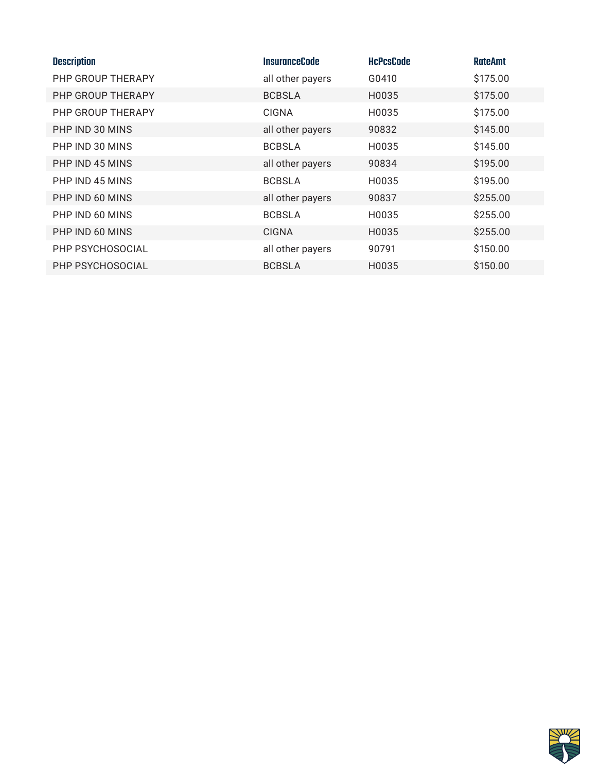| Description | InsuranceCode | HcPcsCode | RateAmt |
|---|---|---|---|
| PHP GROUP THERAPY | all other payers | G0410 | $175.00 |
| PHP GROUP THERAPY | BCBSLA | H0035 | $175.00 |
| PHP GROUP THERAPY | CIGNA | H0035 | $175.00 |
| PHP IND 30 MINS | all other payers | 90832 | $145.00 |
| PHP IND 30 MINS | BCBSLA | H0035 | $145.00 |
| PHP IND 45 MINS | all other payers | 90834 | $195.00 |
| PHP IND 45 MINS | BCBSLA | H0035 | $195.00 |
| PHP IND 60 MINS | all other payers | 90837 | $255.00 |
| PHP IND 60 MINS | BCBSLA | H0035 | $255.00 |
| PHP IND 60 MINS | CIGNA | H0035 | $255.00 |
| PHP PSYCHOSOCIAL | all other payers | 90791 | $150.00 |
| PHP PSYCHOSOCIAL | BCBSLA | H0035 | $150.00 |